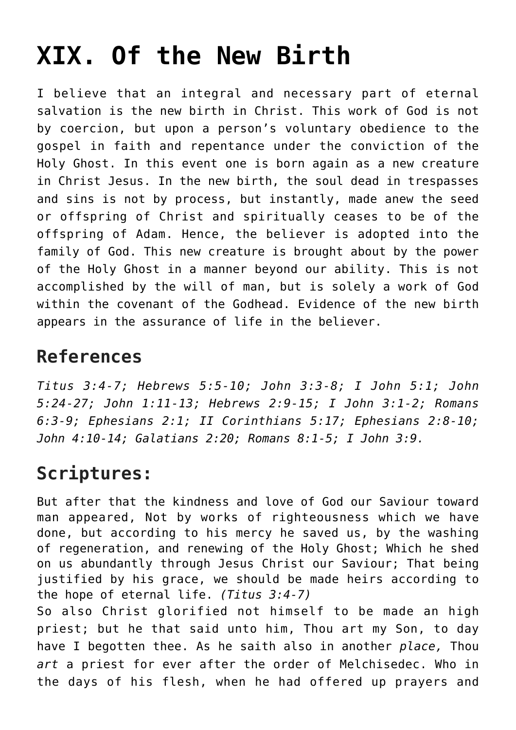# XIX. Of the New Birth

I believe that an integral and necessary part of eternal salvation is the new birth in Christ. This work of God is not by coercion, but upon a person's voluntary obedience to the gospel in faith and repentance under the conviction of the Holy Ghost. In this event one is born again as a new creature in Christ Jesus. In the new birth, the soul dead in trespasses and sins is not by process, but instantly, made anew the seed or offspring of Christ and spiritually ceases to be of the offspring of Adam. Hence, the believer is adopted into the family of God. This new creature is brought about by the power of the Holy Ghost in a manner beyond our ability. This is not accomplished by the will of man, but is solely a work of God within the covenant of the Godhead. Evidence of the new birth appears in the assurance of life in the believer.

## References

*Titus 3:4-7; Hebrews 5:5-10; John 3:3-8; I John 5:1; John 5:24-27; John 1:11-13; Hebrews 2:9-15; I John 3:1-2; Romans 6:3-9; Ephesians 2:1; II Corinthians 5:17; Ephesians 2:8-10; John 4:10-14; Galatians 2:20; Romans 8:1-5; I John 3:9.*

## Scriptures:

But after that the kindness and love of God our Saviour toward man appeared, Not by works of righteousness which we have done, but according to his mercy he saved us, by the washing of regeneration, and renewing of the Holy Ghost; Which he shed on us abundantly through Jesus Christ our Saviour; That being justified by his grace, we should be made heirs according to the hope of eternal life. *(Titus 3:4-7)*

So also Christ glorified not himself to be made an high priest; but he that said unto him, Thou art my Son, to day have I begotten thee. As he saith also in another *place,* Thou *art* a priest for ever after the order of Melchisedec. Who in the days of his flesh, when he had offered up prayers and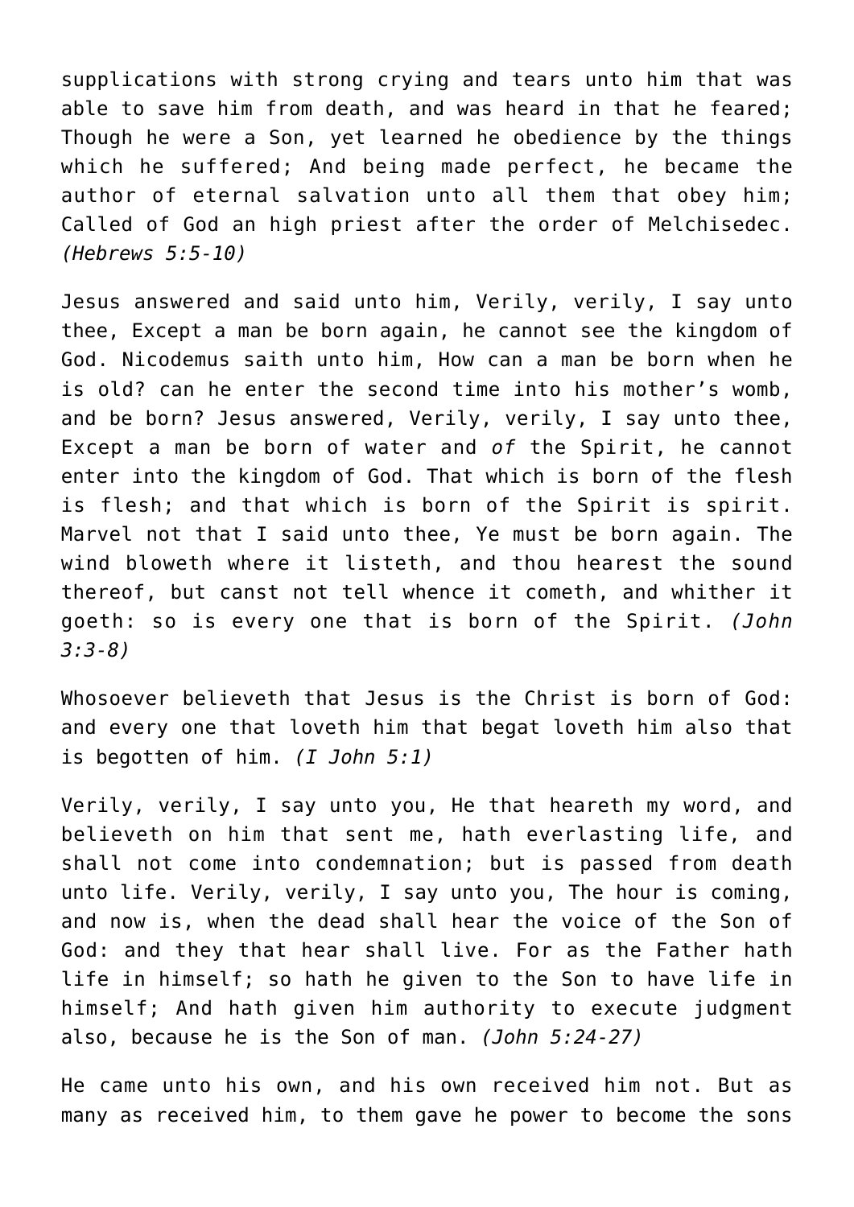supplications with strong crying and tears unto him that was able to save him from death, and was heard in that he feared; Though he were a Son, yet learned he obedience by the things which he suffered; And being made perfect, he became the author of eternal salvation unto all them that obey him; Called of God an high priest after the order of Melchisedec. *(Hebrews 5:5-10)*

Jesus answered and said unto him, Verily, verily, I say unto thee, Except a man be born again, he cannot see the kingdom of God. Nicodemus saith unto him, How can a man be born when he is old? can he enter the second time into his mother's womb, and be born? Jesus answered, Verily, verily, I say unto thee, Except a man be born of water and *of* the Spirit, he cannot enter into the kingdom of God. That which is born of the flesh is flesh; and that which is born of the Spirit is spirit. Marvel not that I said unto thee, Ye must be born again. The wind bloweth where it listeth, and thou hearest the sound thereof, but canst not tell whence it cometh, and whither it goeth: so is every one that is born of the Spirit. *(John 3:3-8)*

Whosoever believeth that Jesus is the Christ is born of God: and every one that loveth him that begat loveth him also that is begotten of him. *(I John 5:1)*

Verily, verily, I say unto you, He that heareth my word, and believeth on him that sent me, hath everlasting life, and shall not come into condemnation; but is passed from death unto life. Verily, verily, I say unto you, The hour is coming, and now is, when the dead shall hear the voice of the Son of God: and they that hear shall live. For as the Father hath life in himself; so hath he given to the Son to have life in himself; And hath given him authority to execute judgment also, because he is the Son of man. *(John 5:24-27)*

He came unto his own, and his own received him not. But as many as received him, to them gave he power to become the sons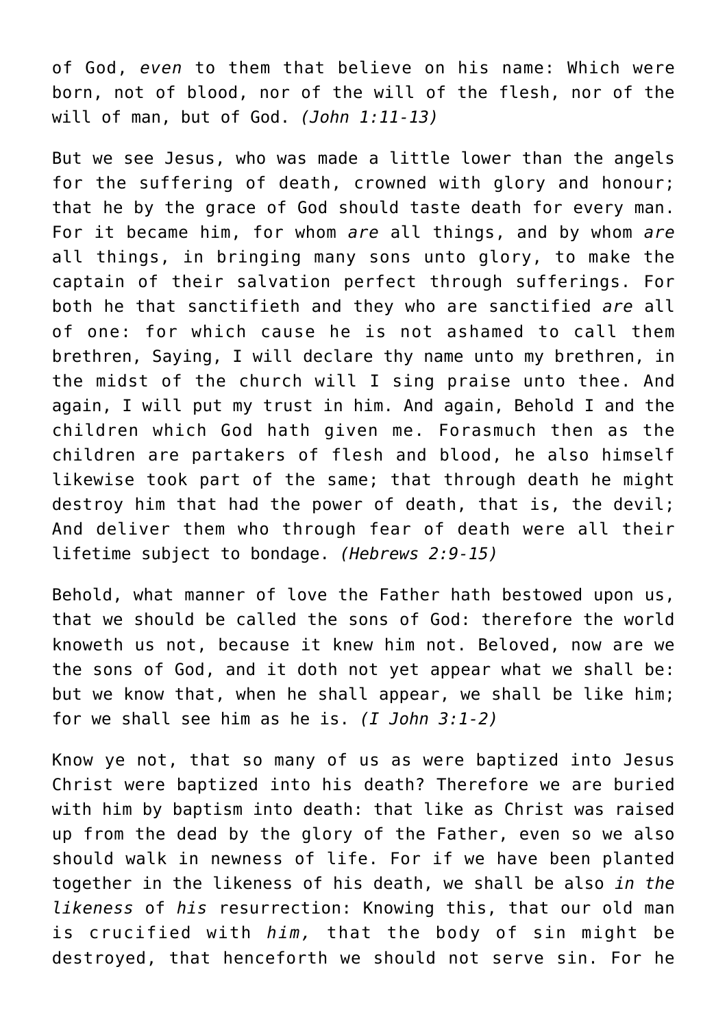of God, *even* to them that believe on his name: Which were born, not of blood, nor of the will of the flesh, nor of the will of man, but of God. *(John 1:11-13)*

But we see Jesus, who was made a little lower than the angels for the suffering of death, crowned with glory and honour; that he by the grace of God should taste death for every man. For it became him, for whom *are* all things, and by whom *are* all things, in bringing many sons unto glory, to make the captain of their salvation perfect through sufferings. For both he that sanctifieth and they who are sanctified *are* all of one: for which cause he is not ashamed to call them brethren, Saying, I will declare thy name unto my brethren, in the midst of the church will I sing praise unto thee. And again, I will put my trust in him. And again, Behold I and the children which God hath given me. Forasmuch then as the children are partakers of flesh and blood, he also himself likewise took part of the same; that through death he might destroy him that had the power of death, that is, the devil; And deliver them who through fear of death were all their lifetime subject to bondage. *(Hebrews 2:9-15)*

Behold, what manner of love the Father hath bestowed upon us, that we should be called the sons of God: therefore the world knoweth us not, because it knew him not. Beloved, now are we the sons of God, and it doth not yet appear what we shall be: but we know that, when he shall appear, we shall be like him; for we shall see him as he is. *(I John 3:1-2)*

Know ye not, that so many of us as were baptized into Jesus Christ were baptized into his death? Therefore we are buried with him by baptism into death: that like as Christ was raised up from the dead by the glory of the Father, even so we also should walk in newness of life. For if we have been planted together in the likeness of his death, we shall be also *in the likeness* of *his* resurrection: Knowing this, that our old man is crucified with *him,* that the body of sin might be destroyed, that henceforth we should not serve sin. For he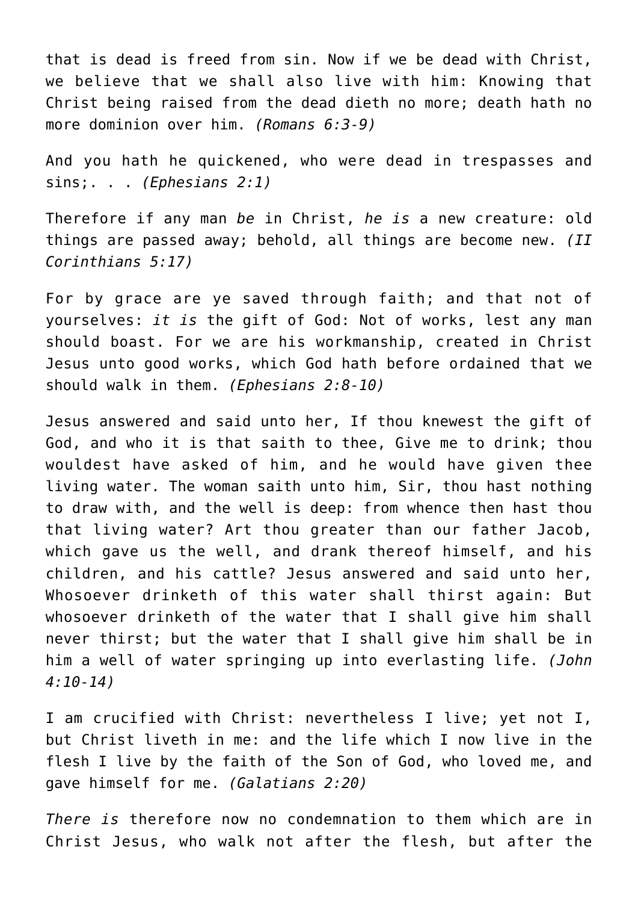that is dead is freed from sin. Now if we be dead with Christ, we believe that we shall also live with him: Knowing that Christ being raised from the dead dieth no more; death hath no more dominion over him. *(Romans 6:3-9)*

And you hath he quickened, who were dead in trespasses and sins;. . . *(Ephesians 2:1)*

Therefore if any man *be* in Christ, *he is* a new creature: old things are passed away; behold, all things are become new. *(II Corinthians 5:17)*

For by grace are ye saved through faith; and that not of yourselves: *it is* the gift of God: Not of works, lest any man should boast. For we are his workmanship, created in Christ Jesus unto good works, which God hath before ordained that we should walk in them. *(Ephesians 2:8-10)*

Jesus answered and said unto her, If thou knewest the gift of God, and who it is that saith to thee, Give me to drink; thou wouldest have asked of him, and he would have given thee living water. The woman saith unto him, Sir, thou hast nothing to draw with, and the well is deep: from whence then hast thou that living water? Art thou greater than our father Jacob, which gave us the well, and drank thereof himself, and his children, and his cattle? Jesus answered and said unto her, Whosoever drinketh of this water shall thirst again: But whosoever drinketh of the water that I shall give him shall never thirst; but the water that I shall give him shall be in him a well of water springing up into everlasting life. *(John 4:10-14)*

I am crucified with Christ: nevertheless I live; yet not I, but Christ liveth in me: and the life which I now live in the flesh I live by the faith of the Son of God, who loved me, and gave himself for me. *(Galatians 2:20)*

*There is* therefore now no condemnation to them which are in Christ Jesus, who walk not after the flesh, but after the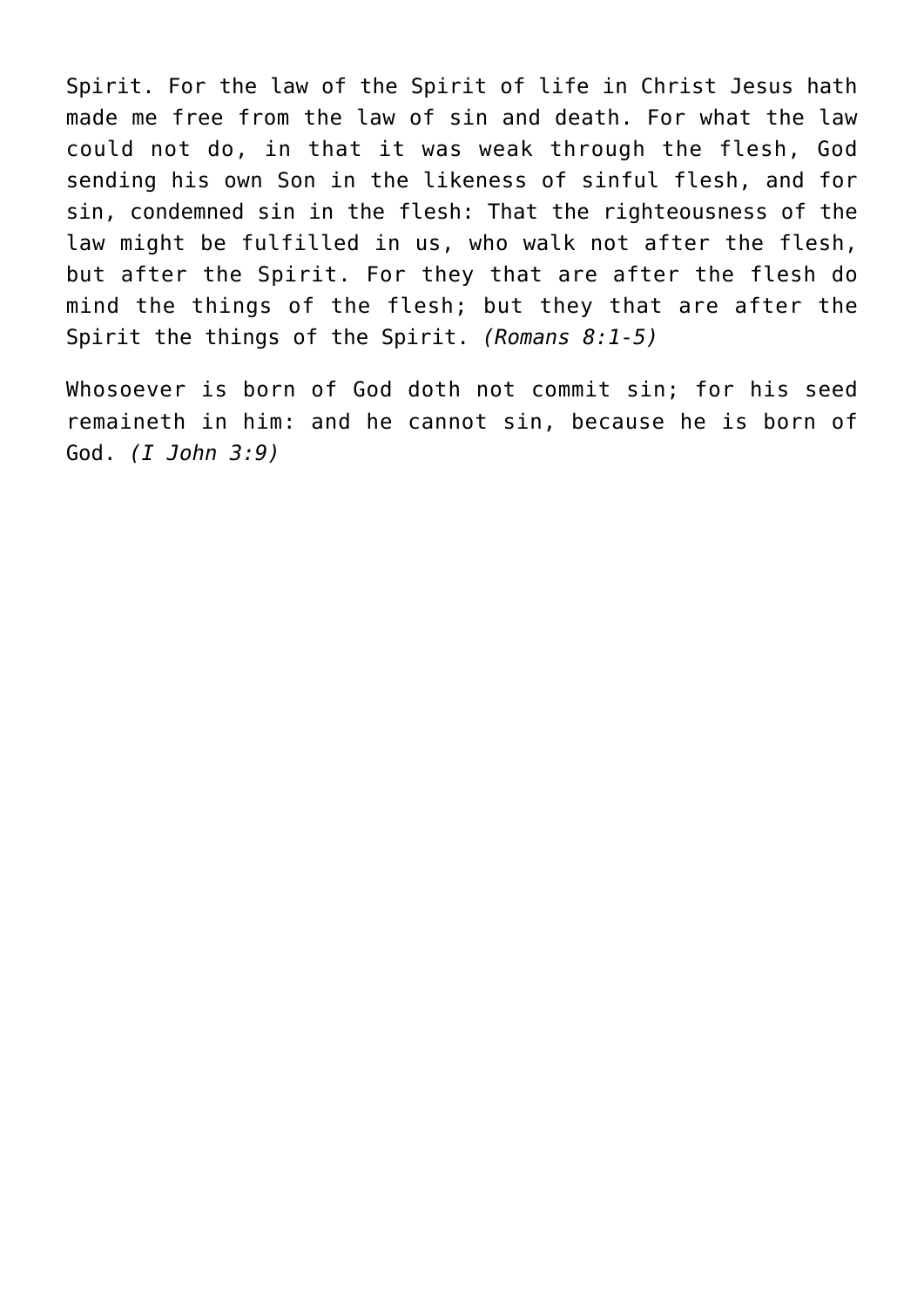Spirit. For the law of the Spirit of life in Christ Jesus hath made me free from the law of sin and death. For what the law could not do, in that it was weak through the flesh, God sending his own Son in the likeness of sinful flesh, and for sin, condemned sin in the flesh: That the righteousness of the law might be fulfilled in us, who walk not after the flesh, but after the Spirit. For they that are after the flesh do mind the things of the flesh; but they that are after the Spirit the things of the Spirit. *(Romans 8:1-5)*

Whosoever is born of God doth not commit sin; for his seed remaineth in him: and he cannot sin, because he is born of God. *(I John 3:9)*